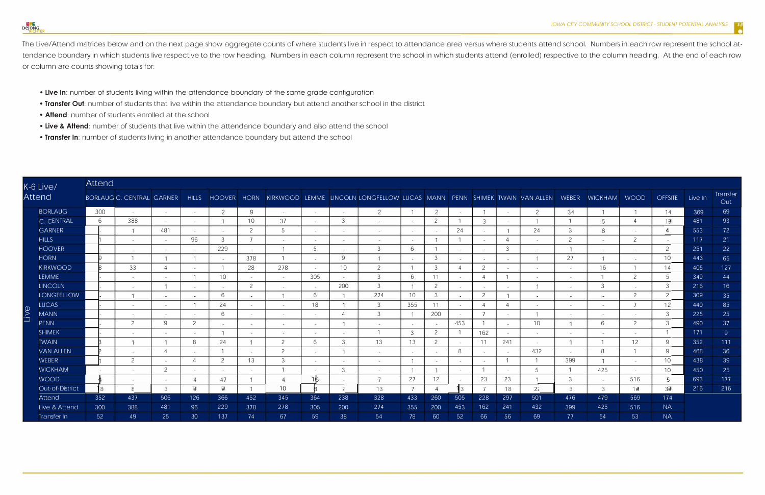The Live/Attend matrices below and on the next page show aggregate counts of where students live in respect to attendance area versus where students attend school. Numbers in each row represent the school attendance boundary in which students live respective to the row heading. Numbers in each column represent the school in which students attend (enrolled) respective to the column heading. At the end of each row or column are counts showing totals for:

- **Live In**: number of students living within the attendance boundary of the same grade configuration
- **Transfer Out**: number of students that live within the attendance boundary but attend another school in the district
- **Attend**: number of students enrolled at the school
- **Live & Attend**: number of students that live within the attendance boundary and also attend the school
- **Transfer In**: number of students living in another attendance boundary but attend the school

| K-6 Live/Attend | | Attend | | | | | | | | | | | | | | | | | | | | | |
|---|---|---|---|---|---|---|---|---|---|---|---|---|---|---|---|---|---|---|---|---|---|---|---|
| | | BORLAUG | C. CENTRAL | GARNER | HILLS | HOOVER | HORN | KIRKWOOD | LEMME | LINCOLN | LONGFELLOW | LUCAS | MANN | PENN | SHIMEK | TWAIN | VAN ALLEN | WEBER | WICKHAM | WOOD | OFFSITE | Live In | Transfer Out |
| Live | BORLAUG | 300 | - | - | - | 2 | 9 | - | - | - | 2 | 1 | 2 | - | 1 | - | 2 | 34 | 1 | 1 | 14 | 369 | 69 |
| | C. CENTRAL | 6 | 388 | - | - | 1 | 10 | 37 | - | 3 | - | - | 2 | 1 | 3 | - | 1 | 1 | 5 | 4 | 19 | 481 | 93 |
| | GARNER | - | 1 | 481 | - | - | 2 | 5 | - | - | - | - | - | 24 | - | 1 | 24 | 3 | 8 | - | 4 | 553 | 72 |
| | HILLS | 1 | - | - | 96 | 3 | 7 | - | - | - | - | - | 1 | 1 | - | 4 | - | 2 | - | 2 | - | 117 | 21 |
| | HOOVER | - | - | - | - | 229 | - | 1 | 5 | - | 3 | 6 | 1 | - | - | 3 | - | 1 | - | - | 2 | 251 | 22 |
| | HORN | 9 | 1 | 1 | 1 | - | 378 | 1 | - | 9 | 1 | - | 3 | - | - | - | 1 | 27 | 1 | - | 10 | 443 | 65 |
| | KIRKWOOD | 8 | 33 | 4 | - | 1 | 28 | 278 | - | 10 | 2 | 1 | 3 | 4 | 2 | - | - | - | 16 | 1 | 14 | 405 | 127 |
| | LEMME | - | - | - | 1 | 10 | - | - | 305 | - | 3 | 6 | 11 | - | 4 | 1 | - | - | 1 | 2 | 5 | 349 | 44 |
| | LINCOLN | - | - | 1 | - | - | 2 | - | - | 200 | 3 | 1 | 2 | - | - | - | 1 | - | 3 | - | 3 | 216 | 16 |
| | LONGFELLOW | - | 1 | - | - | 6 | - | 1 | 6 | 1 | 274 | 10 | 3 | - | 2 | 1 | - | - | - | 2 | 2 | 309 | 35 |
| | LUCAS | - | - | - | 1 | 24 | - | - | 18 | 1 | 3 | 355 | 11 | - | 4 | 4 | - | - | - | 7 | 12 | 440 | 85 |
| | MANN | - | - | - | - | 6 | - | - | - | 4 | 3 | 1 | 200 | - | 7 | - | 1 | - | - | - | 3 | 225 | 25 |
| | PENN | - | 2 | 9 | 2 | - | - | - | - | 1 | - | - | - | 453 | 1 | - | 10 | 1 | 6 | 2 | 3 | 490 | 37 |
| | SHIMEK | - | - | - | - | 1 | - | - | - | - | 1 | 3 | 2 | 1 | 162 | - | - | - | - | - | 1 | 171 | 9 |
| | TWAIN | 3 | 1 | 1 | 8 | 24 | 1 | 2 | 6 | 3 | 13 | 13 | 2 | - | 11 | 241 | - | 1 | 1 | 12 | 9 | 352 | 111 |
| | VAN ALLEN | 2 | - | 4 | - | 1 | - | 2 | - | 1 | - | - | - | 8 | - | - | 432 | - | 8 | 1 | 9 | 468 | 36 |
| | WEBER | 1 | 2 | - | 4 | 2 | 13 | 3 | - | - | - | 1 | - | - | - | 1 | 1 | 399 | 1 | - | 10 | 438 | 39 |
| | WICKHAM | - | - | 2 | - | - | - | 1 | - | 3 | - | 1 | 1 | - | 1 | - | 5 | 1 | 425 | - | 10 | 450 | 25 |
| | WOOD | 4 | - | - | 4 | 47 | 1 | 4 | 16 | - | 7 | 27 | 12 | - | 23 | 23 | 1 | 3 | - | 516 | 5 | 693 | 177 |
| | Out-of-District | 18 | 8 | 3 | 9 | 9 | 1 | 10 | 8 | 2 | 13 | 7 | 4 | 13 | 7 | 18 | 22 | 3 | 3 | 19 | 39 | 216 | 216 |
| | Attend | 352 | 437 | 506 | 126 | 366 | 452 | 345 | 364 | 238 | 328 | 433 | 260 | 505 | 228 | 297 | 501 | 476 | 479 | 569 | 174 | | |
| | Live & Attend | 300 | 388 | 481 | 96 | 229 | 378 | 278 | 305 | 200 | 274 | 355 | 200 | 453 | 162 | 241 | 432 | 399 | 425 | 516 | NA | | |
| | Transfer In | 52 | 49 | 25 | 30 | 137 | 74 | 67 | 59 | 38 | 54 | 78 | 60 | 52 | 66 | 56 | 69 | 77 | 54 | 53 | NA | | |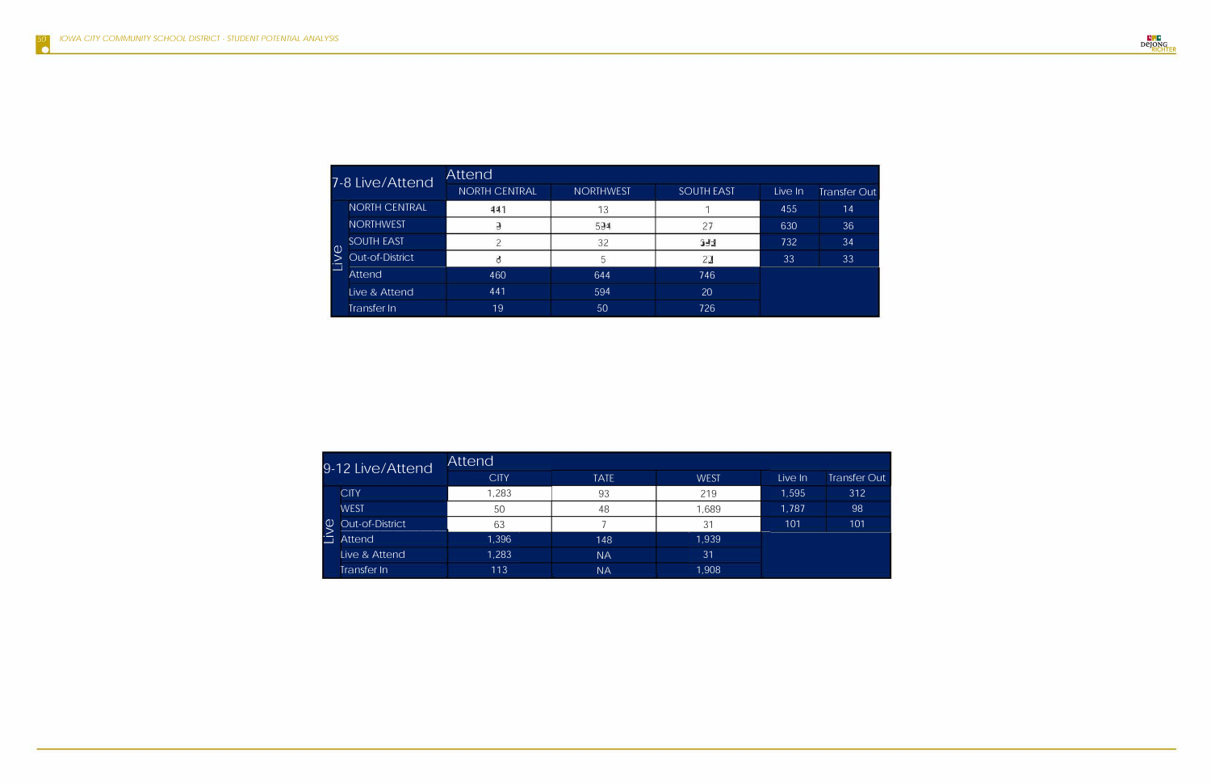| 7-8 Live/Attend | | NORTH CENTRAL | NORTHWEST | SOUTH EAST | Live In | Transfer Out |
|---|---|---|---|---|---|---|
| Live | NORTH CENTRAL | 441 | 13 | 1 | 455 | 14 |
| | NORTHWEST | 9 | 594 | 27 | 630 | 36 |
| | SOUTH EAST | 2 | 32 | 698 | 732 | 34 |
| | Out-of-District | 8 | 5 | 21 | 33 | 33 |
| | Attend | 460 | 644 | 746 | | |
| | Live & Attend | 441 | 594 | 20 | | |
| | Transfer In | 19 | 50 | 726 | | |

| 9-12 Live/Attend | | CITY | TATE | WEST | Live In | Transfer Out |
|---|---|---|---|---|---|---|
| Live | CITY | 1,283 | 93 | 219 | 1,595 | 312 |
| | WEST | 50 | 48 | 1,689 | 1,787 | 98 |
| | Out-of-District | 63 | 7 | 31 | 101 | 101 |
| | Attend | 1,396 | 148 | 1,939 | | |
| | Live & Attend | 1,283 | NA | 31 | | |
| | Transfer In | 113 | NA | 1,908 | | |